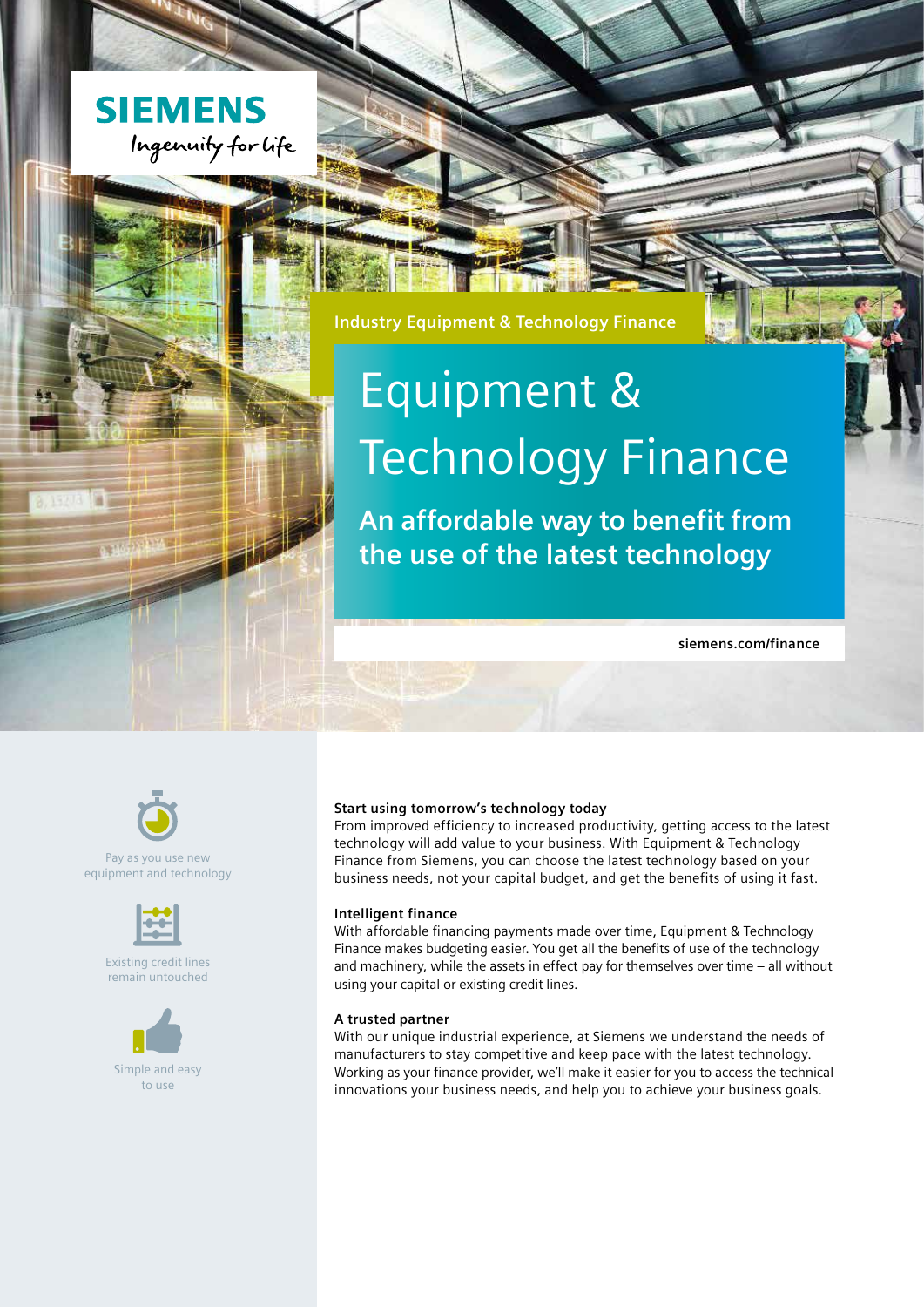SIEMENS

Ingenuity for life

Industry Equipment & Technology Finance

# Equipment & Technology Finance

## An affordable way to benefit from the use of the latest technology

siemens.com/finance

Pay as you use new equipment and technology

Existing credit lines remain untouched

Simple and easy to use

**Start using tomorrow's technology today**

From improved efficiency to increased productivity, getting access to the latest technology will add value to your business. With Equipment & Technology Finance from Siemens, you can choose the latest technology based on your business needs, not your capital budget, and get the benefits of using it fast.

**Intelligent finance**

With affordable financing payments made over time, Equipment & Technology Finance makes budgeting easier. You get all the benefits of use of the technology and machinery, while the assets in effect pay for themselves over time – all without using your capital or existing credit lines.

**A trusted partner**

With our unique industrial experience, at Siemens we understand the needs of manufacturers to stay competitive and keep pace with the latest technology. Working as your finance provider, we'll make it easier for you to access the technical innovations your business needs, and help you to achieve your business goals.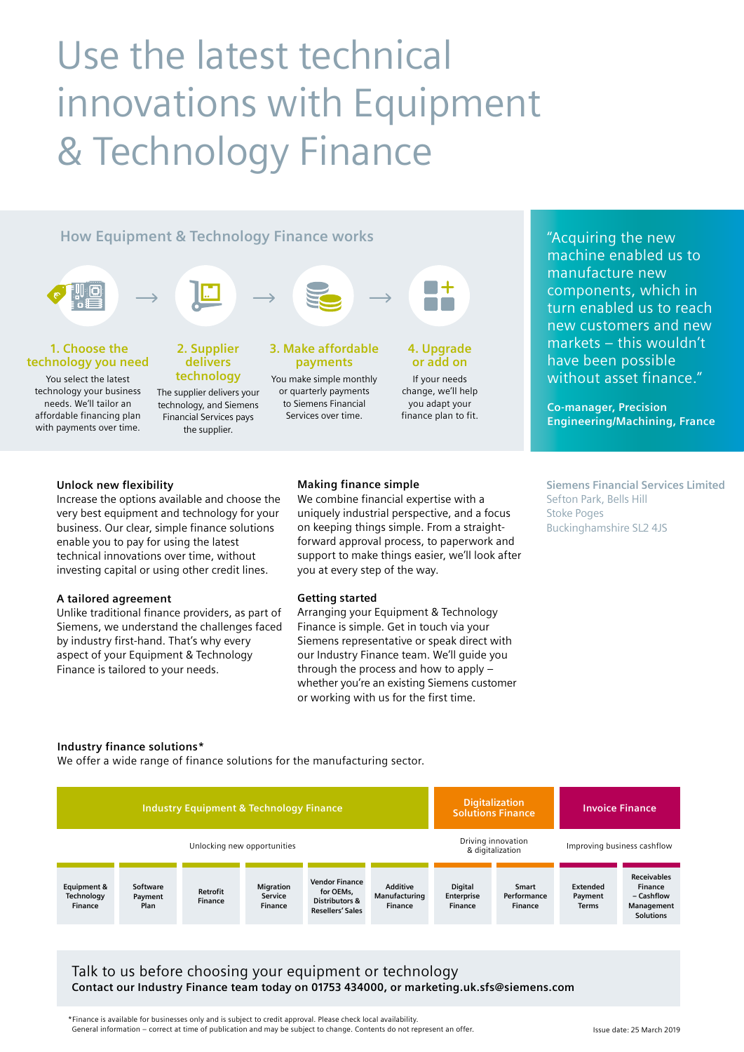# Use the latest technical innovations with Equipment & Technology Finance

## How Equipment & Technology Finance works

**1. Choose the technology you need**
You select the latest technology your business needs. We'll tailor an affordable financing plan with payments over time.

→

**2. Supplier delivers technology**
The supplier delivers your technology, and Siemens Financial Services pays the supplier.

→

**3. Make affordable payments**
You make simple monthly or quarterly payments to Siemens Financial Services over time.

→

**4. Upgrade or add on**
If your needs change, we'll help you adapt your finance plan to fit.

"Acquiring the new machine enabled us to manufacture new components, which in turn enabled us to reach new customers and new markets – this wouldn't have been possible without asset finance."

**Co-manager, Precision Engineering/Machining, France**

### Unlock new flexibility

Increase the options available and choose the very best equipment and technology for your business. Our clear, simple finance solutions enable you to pay for using the latest technical innovations over time, without investing capital or using other credit lines.

### A tailored agreement

Unlike traditional finance providers, as part of Siemens, we understand the challenges faced by industry first-hand. That's why every aspect of your Equipment & Technology Finance is tailored to your needs.

### Making finance simple

We combine financial expertise with a uniquely industrial perspective, and a focus on keeping things simple. From a straight-forward approval process, to paperwork and support to make things easier, we'll look after you at every step of the way.

### Getting started

Arranging your Equipment & Technology Finance is simple. Get in touch via your Siemens representative or speak direct with our Industry Finance team. We'll guide you through the process and how to apply – whether you're an existing Siemens customer or working with us for the first time.

**Siemens Financial Services Limited**
Sefton Park, Bells Hill
Stoke Poges
Buckinghamshire SL2 4JS

### Industry finance solutions*

We offer a wide range of finance solutions for the manufacturing sector.

| Industry Equipment & Technology Finance | | | | | | Digitalization Solutions Finance | | Invoice Finance | |
|---|---|---|---|---|---|---|---|---|---|
| Unlocking new opportunities | | | | | | Driving innovation & digitalization | | Improving business cashflow | |
| Equipment & Technology Finance | Software Payment Plan | Retrofit Finance | Migration Service Finance | Vendor Finance for OEMs, Distributors & Resellers' Sales | Additive Manufacturing Finance | Digital Enterprise Finance | Smart Performance Finance | Extended Payment Terms | Receivables Finance – Cashflow Management Solutions |

## Talk to us before choosing your equipment or technology

**Contact our Industry Finance team today on 01753 434000, or marketing.uk.sfs@siemens.com**

*Finance is available for businesses only and is subject to credit approval. Please check local availability.
General information – correct at time of publication and may be subject to change. Contents do not represent an offer.

Issue date: 25 March 2019